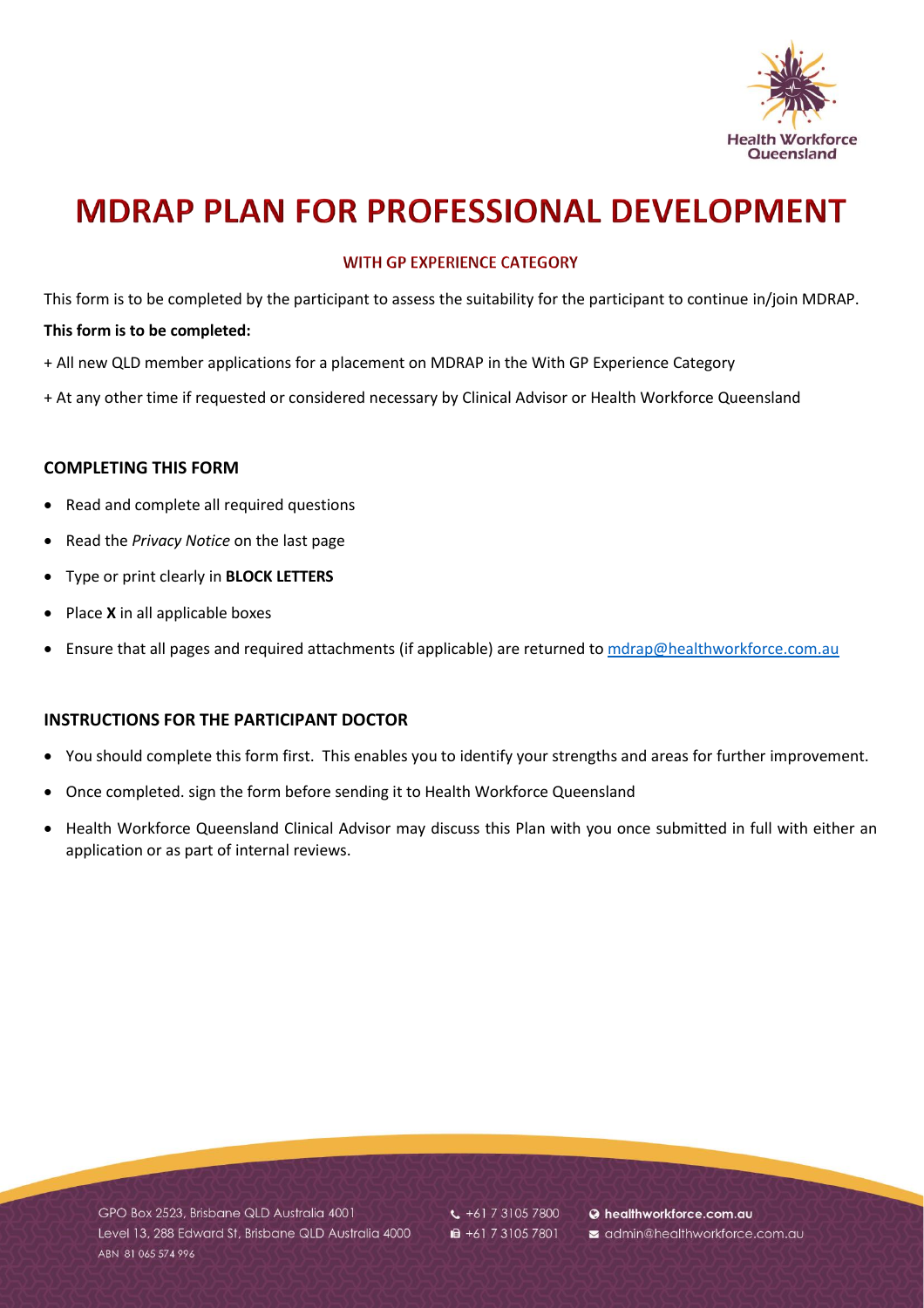# MDRAP PLAN FOR PROFESSIONAL DEVELOPMENT

### WITH GP EXPERIENCE CATEGORY

This form is to be completed by the participant to assess the suitability for the participant to continue in/join MDRAP.

**This form is to be completed:**

+ All new QLD member applications for a placement on MDRAP in the With GP Experience Category

+ At any other time if requested or considered necessary by Clinical Advisor or Health Workforce Queensland

## COMPLETING THIS FORM

- Read and complete all required questions
- Read the *Privacy Notice* on the last page
- Type or print clearly in **BLOCK LETTERS**
- Place **X** in all applicable boxes
- Ensure that all pages and required attachments (if applicable) are returned to mdrap@healthworkforce.com.au

## INSTRUCTIONS FOR THE PARTICIPANT DOCTOR

- You should complete this form first. This enables you to identify your strengths and areas for further improvement.
- Once completed. sign the form before sending it to Health Workforce Queensland
- Health Workforce Queensland Clinical Advisor may discuss this Plan with you once submitted in full with either an application or as part of internal reviews.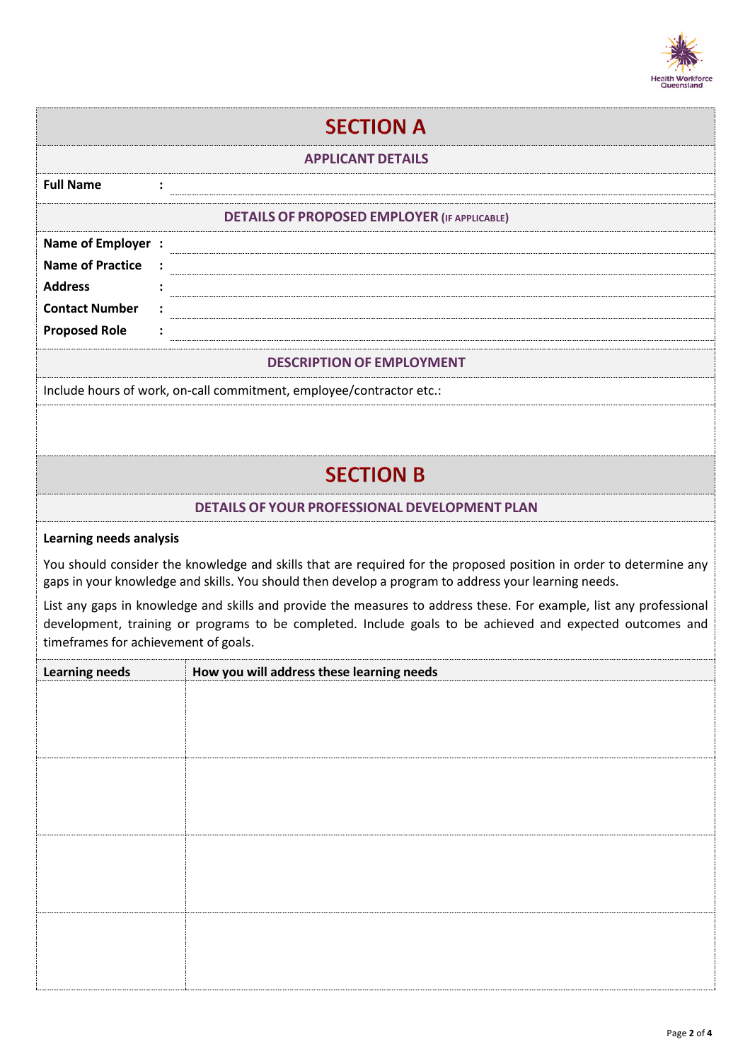# SECTION A

## APPLICANT DETAILS

**Full Name** :

## DETAILS OF PROPOSED EMPLOYER (IF APPLICABLE)

**Name of Employer** :

**Name of Practice** :

**Address** :

**Contact Number** :

**Proposed Role** :

## DESCRIPTION OF EMPLOYMENT

Include hours of work, on-call commitment, employee/contractor etc.:

# SECTION B

## DETAILS OF YOUR PROFESSIONAL DEVELOPMENT PLAN

**Learning needs analysis**

You should consider the knowledge and skills that are required for the proposed position in order to determine any gaps in your knowledge and skills. You should then develop a program to address your learning needs.

List any gaps in knowledge and skills and provide the measures to address these. For example, list any professional development, training or programs to be completed. Include goals to be achieved and expected outcomes and timeframes for achievement of goals.

| Learning needs | How you will address these learning needs |
| --- | --- |
| | |
| | |
| | |
| | |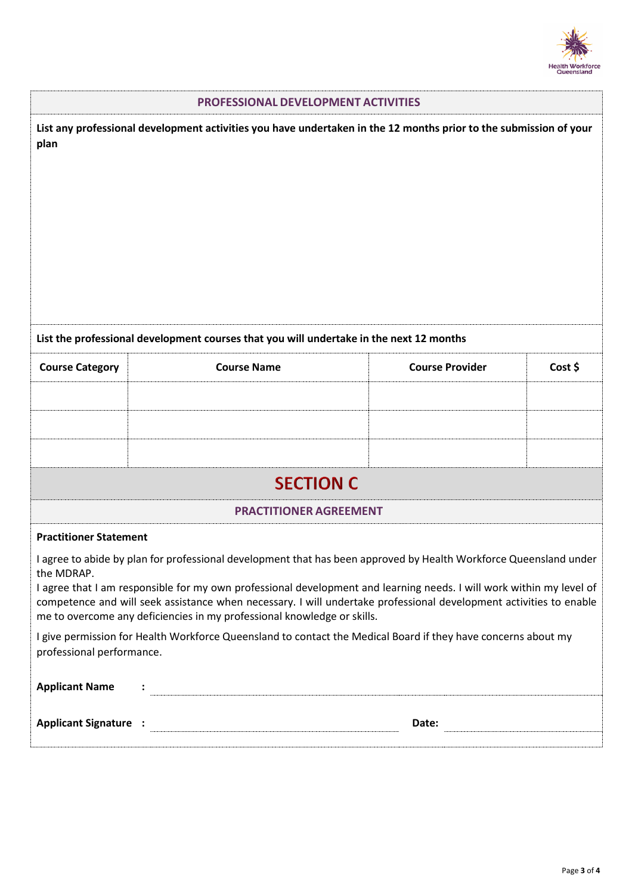## PROFESSIONAL DEVELOPMENT ACTIVITIES

**List any professional development activities you have undertaken in the 12 months prior to the submission of your plan**

**List the professional development courses that you will undertake in the next 12 months**

| Course Category | Course Name | Course Provider | Cost $ |
|---|---|---|---|
| | | | |
| | | | |
| | | | |

# SECTION C

## PRACTITIONER AGREEMENT

**Practitioner Statement**

I agree to abide by plan for professional development that has been approved by Health Workforce Queensland under the MDRAP.

I agree that I am responsible for my own professional development and learning needs. I will work within my level of competence and will seek assistance when necessary. I will undertake professional development activities to enable me to overcome any deficiencies in my professional knowledge or skills.

I give permission for Health Workforce Queensland to contact the Medical Board if they have concerns about my professional performance.

**Applicant Name** : ______________________________

**Applicant Signature** : ______________________ **Date:** ______________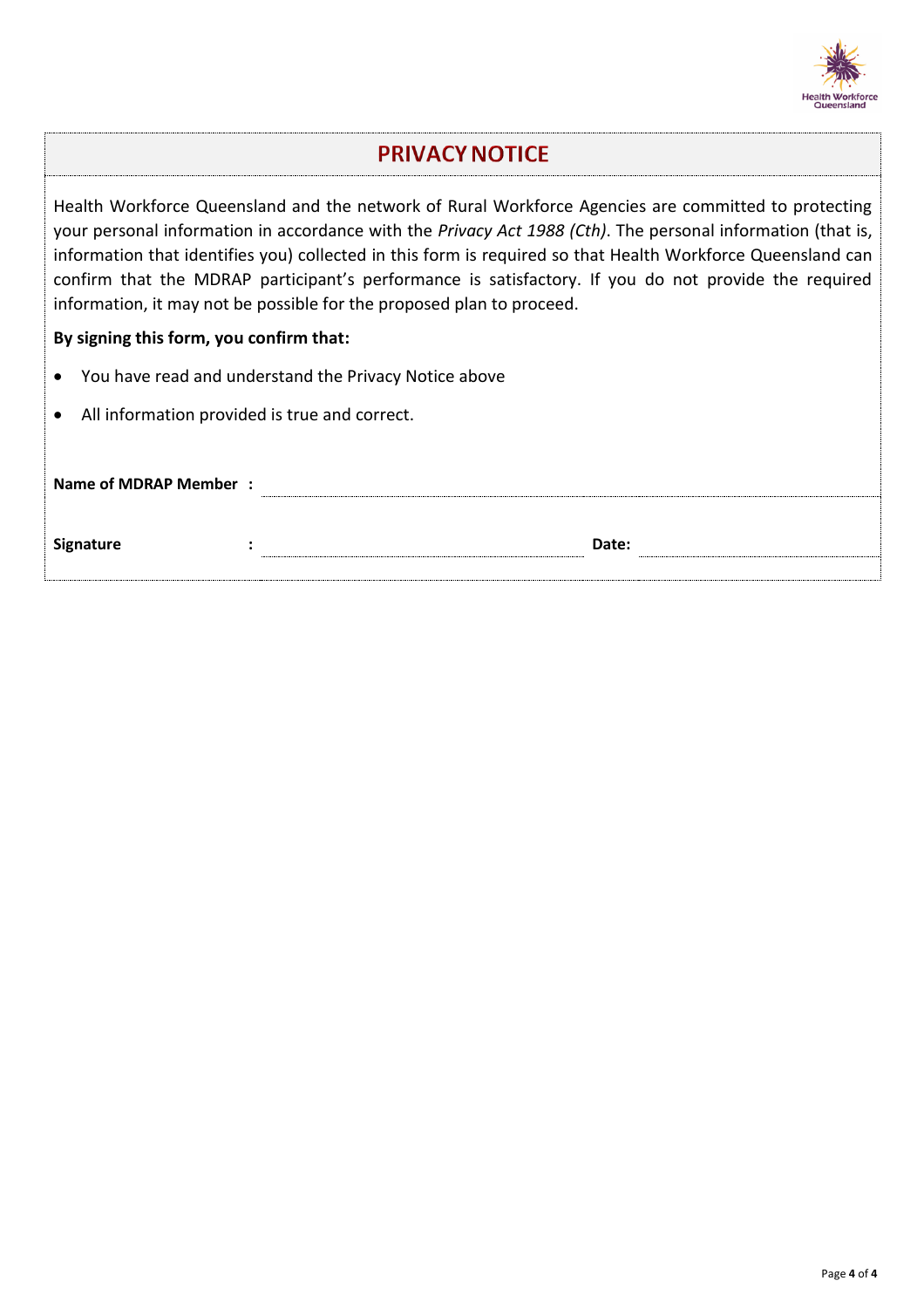## PRIVACY NOTICE

Health Workforce Queensland and the network of Rural Workforce Agencies are committed to protecting your personal information in accordance with the *Privacy Act 1988 (Cth)*. The personal information (that is, information that identifies you) collected in this form is required so that Health Workforce Queensland can confirm that the MDRAP participant's performance is satisfactory. If you do not provide the required information, it may not be possible for the proposed plan to proceed.

**By signing this form, you confirm that:**

- You have read and understand the Privacy Notice above
- All information provided is true and correct.

**Name of MDRAP Member :** ______________________________

**Signature :** ______________________________ **Date:** ______________